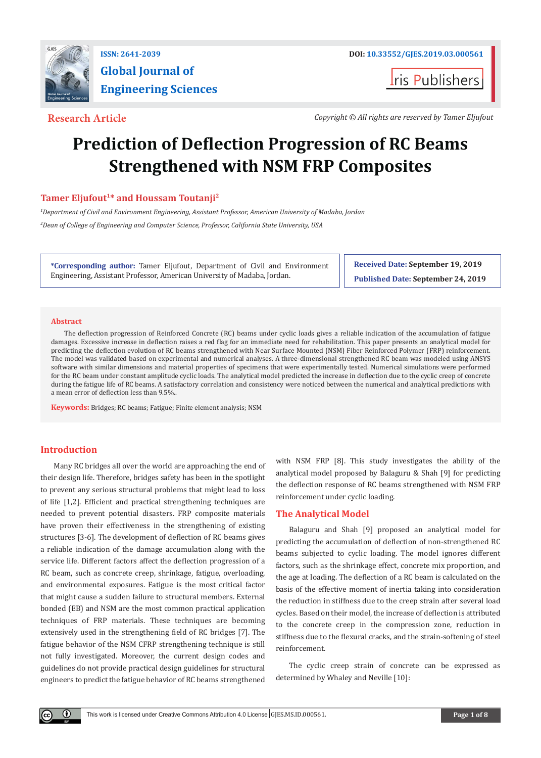ISSN: 2641-2039

**Global Journal of Engineering Sciences**

DOI: 10.33552/GJES.2019.03.000561

Iris Publishers

**Research Article**

*Copyright © All rights are reserved by Tamer Eljufout*

# Prediction of Deflection Progression of RC Beams Strengthened with NSM FRP Composites

**Tamer Eljufout[1]\* and Houssam Toutanji[2]**

*[1]Department of Civil and Environment Engineering, Assistant Professor, American University of Madaba, Jordan*

*[2]Dean of College of Engineering and Computer Science, Professor, California State University, USA*

**\*Corresponding author:** Tamer Eljufout, Department of Civil and Environment Engineering, Assistant Professor, American University of Madaba, Jordan.

**Received Date:** September 19, 2019

**Published Date:** September 24, 2019

## Abstract

The deflection progression of Reinforced Concrete (RC) beams under cyclic loads gives a reliable indication of the accumulation of fatigue damages. Excessive increase in deflection raises a red flag for an immediate need for rehabilitation. This paper presents an analytical model for predicting the deflection evolution of RC beams strengthened with Near Surface Mounted (NSM) Fiber Reinforced Polymer (FRP) reinforcement. The model was validated based on experimental and numerical analyses. A three-dimensional strengthened RC beam was modeled using ANSYS software with similar dimensions and material properties of specimens that were experimentally tested. Numerical simulations were performed for the RC beam under constant amplitude cyclic loads. The analytical model predicted the increase in deflection due to the cyclic creep of concrete during the fatigue life of RC beams. A satisfactory correlation and consistency were noticed between the numerical and analytical predictions with a mean error of deflection less than 9.5%..

**Keywords:** Bridges; RC beams; Fatigue; Finite element analysis; NSM

## Introduction

Many RC bridges all over the world are approaching the end of their design life. Therefore, bridges safety has been in the spotlight to prevent any serious structural problems that might lead to loss of life [1,2]. Efficient and practical strengthening techniques are needed to prevent potential disasters. FRP composite materials have proven their effectiveness in the strengthening of existing structures [3-6]. The development of deflection of RC beams gives a reliable indication of the damage accumulation along with the service life. Different factors affect the deflection progression of a RC beam, such as concrete creep, shrinkage, fatigue, overloading, and environmental exposures. Fatigue is the most critical factor that might cause a sudden failure to structural members. External bonded (EB) and NSM are the most common practical application techniques of FRP materials. These techniques are becoming extensively used in the strengthening field of RC bridges [7]. The fatigue behavior of the NSM CFRP strengthening technique is still not fully investigated. Moreover, the current design codes and guidelines do not provide practical design guidelines for structural engineers to predict the fatigue behavior of RC beams strengthened with NSM FRP [8]. This study investigates the ability of the analytical model proposed by Balaguru & Shah [9] for predicting the deflection response of RC beams strengthened with NSM FRP reinforcement under cyclic loading.

## The Analytical Model

Balaguru and Shah [9] proposed an analytical model for predicting the accumulation of deflection of non-strengthened RC beams subjected to cyclic loading. The model ignores different factors, such as the shrinkage effect, concrete mix proportion, and the age at loading. The deflection of a RC beam is calculated on the basis of the effective moment of inertia taking into consideration the reduction in stiffness due to the creep strain after several load cycles. Based on their model, the increase of deflection is attributed to the concrete creep in the compression zone, reduction in stiffness due to the flexural cracks, and the strain-softening of steel reinforcement.

The cyclic creep strain of concrete can be expressed as determined by Whaley and Neville [10]: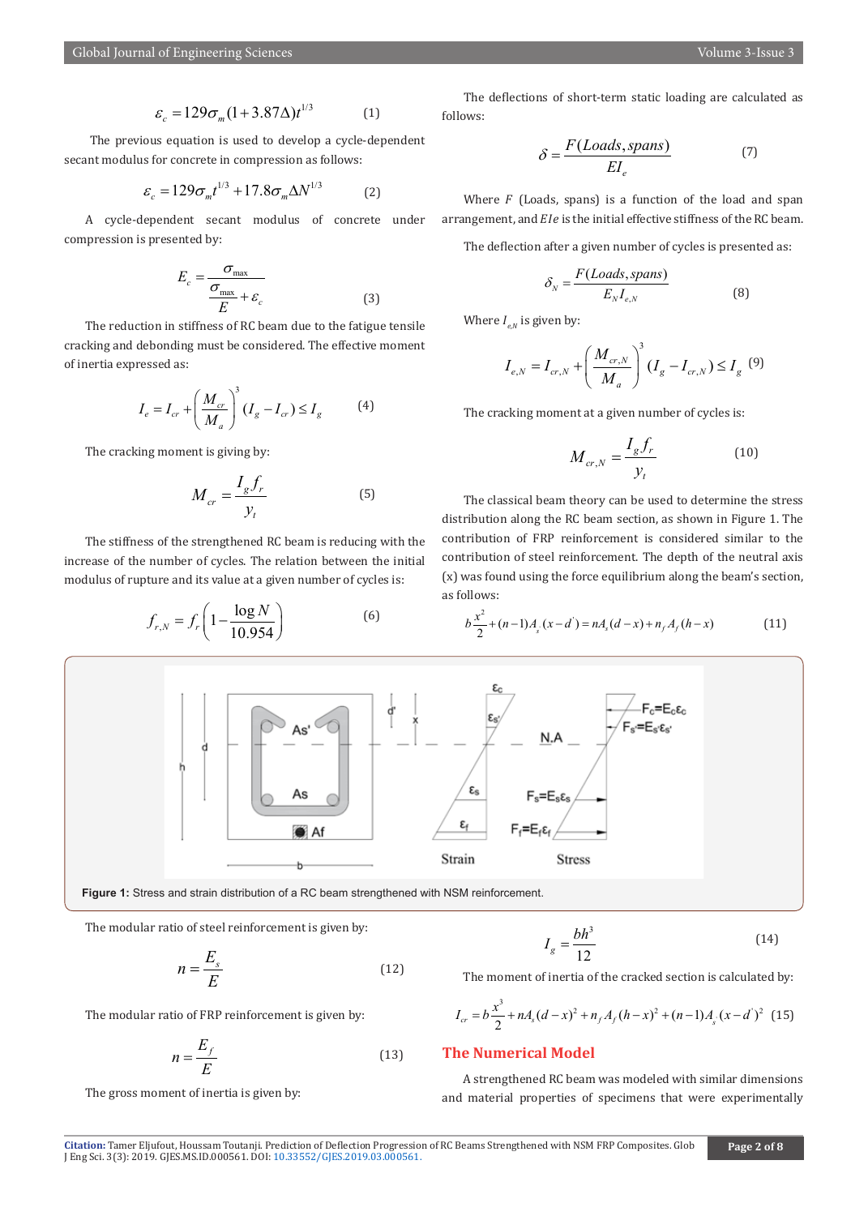$$\varepsilon_c = 129\sigma_m(1+3.87\Delta)t^{1/3} \quad (1)$$

The previous equation is used to develop a cycle-dependent secant modulus for concrete in compression as follows:

$$\varepsilon_c = 129\sigma_m t^{1/3} + 17.8\sigma_m \Delta N^{1/3} \quad (2)$$

A cycle-dependent secant modulus of concrete under compression is presented by:

$$E_c = \frac{\sigma_{\max}}{\frac{\sigma_{\max}}{E} + \varepsilon_c} \quad (3)$$

The reduction in stiffness of RC beam due to the fatigue tensile cracking and debonding must be considered. The effective moment of inertia expressed as:

$$I_e = I_{cr} + \left(\frac{M_{cr}}{M_a}\right)^3 (I_g - I_{cr}) \le I_g \quad (4)$$

The cracking moment is giving by:

$$M_{cr} = \frac{I_g f_r}{y_t} \quad (5)$$

The stiffness of the strengthened RC beam is reducing with the increase of the number of cycles. The relation between the initial modulus of rupture and its value at a given number of cycles is:

$$f_{r,N} = f_r\left(1 - \frac{\log N}{10.954}\right) \quad (6)$$

The deflections of short-term static loading are calculated as follows:

$$\delta = \frac{F(Loads, spans)}{EI_e} \quad (7)$$

Where *F* (Loads, spans) is a function of the load and span arrangement, and *EIe* is the initial effective stiffness of the RC beam.

The deflection after a given number of cycles is presented as:

$$\delta_N = \frac{F(Loads, spans)}{E_N I_{e,N}} \quad (8)$$

Where $I_{e,N}$ is given by:

$$I_{e,N} = I_{cr,N} + \left(\frac{M_{cr,N}}{M_a}\right)^3 (I_g - I_{cr,N}) \le I_g \quad (9)$$

The cracking moment at a given number of cycles is:

$$M_{cr,N} = \frac{I_g f_r}{y_t} \quad (10)$$

The classical beam theory can be used to determine the stress distribution along the RC beam section, as shown in Figure 1. The contribution of FRP reinforcement is considered similar to the contribution of steel reinforcement. The depth of the neutral axis (x) was found using the force equilibrium along the beam's section, as follows:

$$b\frac{x^2}{2} + (n-1)A_s^{'}(x-d^{'}) = nA_s(d-x) + n_f A_f(h-x) \quad (11)$$

Figure 1: Stress and strain distribution of a RC beam strengthened with NSM reinforcement.

The modular ratio of steel reinforcement is given by:

$$n = \frac{E_s}{E} \quad (12)$$

The modular ratio of FRP reinforcement is given by:

$$n = \frac{E_f}{E} \quad (13)$$

The gross moment of inertia is given by:

$$I_g = \frac{bh^3}{12} \quad (14)$$

The moment of inertia of the cracked section is calculated by:

$$I_{cr} = b\frac{x^3}{2} + nA_s(d-x)^2 + n_f A_f(h-x)^2 + (n-1)A_s^{'}(x-d^{'})^2 \quad (15)$$

## The Numerical Model

A strengthened RC beam was modeled with similar dimensions and material properties of specimens that were experimentally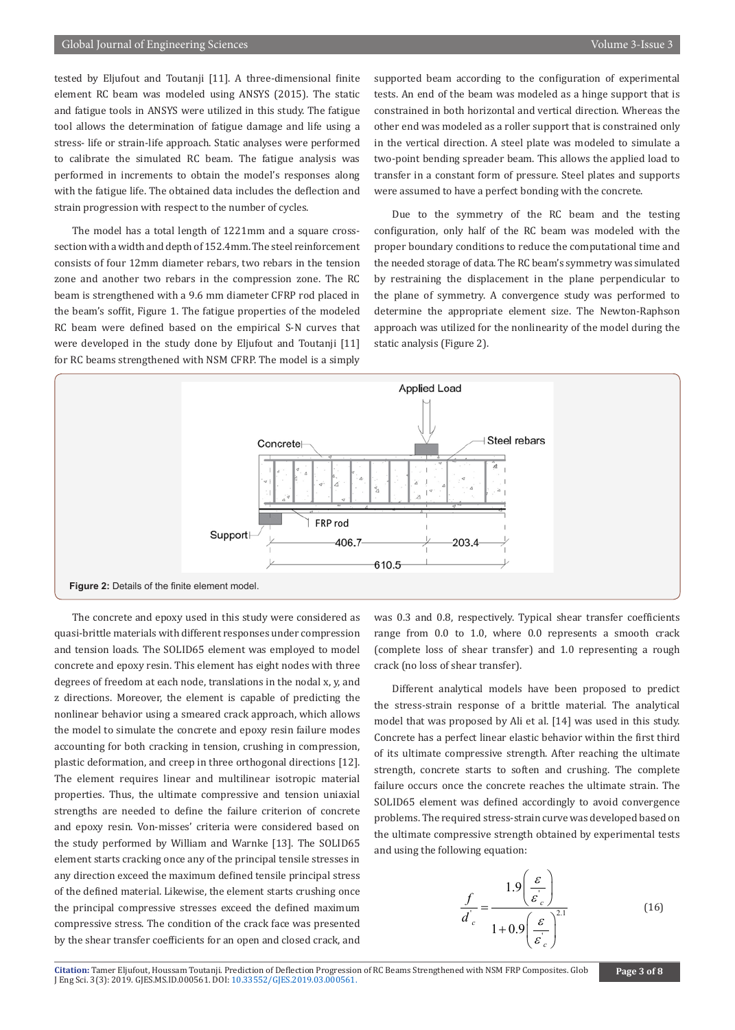tested by Eljufout and Toutanji [11]. A three-dimensional finite element RC beam was modeled using ANSYS (2015). The static and fatigue tools in ANSYS were utilized in this study. The fatigue tool allows the determination of fatigue damage and life using a stress- life or strain-life approach. Static analyses were performed to calibrate the simulated RC beam. The fatigue analysis was performed in increments to obtain the model's responses along with the fatigue life. The obtained data includes the deflection and strain progression with respect to the number of cycles.

The model has a total length of 1221mm and a square cross-section with a width and depth of 152.4mm. The steel reinforcement consists of four 12mm diameter rebars, two rebars in the tension zone and another two rebars in the compression zone. The RC beam is strengthened with a 9.6 mm diameter CFRP rod placed in the beam's soffit, Figure 1. The fatigue properties of the modeled RC beam were defined based on the empirical S-N curves that were developed in the study done by Eljufout and Toutanji [11] for RC beams strengthened with NSM CFRP. The model is a simply supported beam according to the configuration of experimental tests. An end of the beam was modeled as a hinge support that is constrained in both horizontal and vertical direction. Whereas the other end was modeled as a roller support that is constrained only in the vertical direction. A steel plate was modeled to simulate a two-point bending spreader beam. This allows the applied load to transfer in a constant form of pressure. Steel plates and supports were assumed to have a perfect bonding with the concrete.

Due to the symmetry of the RC beam and the testing configuration, only half of the RC beam was modeled with the proper boundary conditions to reduce the computational time and the needed storage of data. The RC beam's symmetry was simulated by restraining the displacement in the plane perpendicular to the plane of symmetry. A convergence study was performed to determine the appropriate element size. The Newton-Raphson approach was utilized for the nonlinearity of the model during the static analysis (Figure 2).

**Figure 2:** Details of the finite element model.

The concrete and epoxy used in this study were considered as quasi-brittle materials with different responses under compression and tension loads. The SOLID65 element was employed to model concrete and epoxy resin. This element has eight nodes with three degrees of freedom at each node, translations in the nodal x, y, and z directions. Moreover, the element is capable of predicting the nonlinear behavior using a smeared crack approach, which allows the model to simulate the concrete and epoxy resin failure modes accounting for both cracking in tension, crushing in compression, plastic deformation, and creep in three orthogonal directions [12]. The element requires linear and multilinear isotropic material properties. Thus, the ultimate compressive and tension uniaxial strengths are needed to define the failure criterion of concrete and epoxy resin. Von-misses' criteria were considered based on the study performed by William and Warnke [13]. The SOLID65 element starts cracking once any of the principal tensile stresses in any direction exceed the maximum defined tensile principal stress of the defined material. Likewise, the element starts crushing once the principal compressive stresses exceed the defined maximum compressive stress. The condition of the crack face was presented by the shear transfer coefficients for an open and closed crack, and was 0.3 and 0.8, respectively. Typical shear transfer coefficients range from 0.0 to 1.0, where 0.0 represents a smooth crack (complete loss of shear transfer) and 1.0 representing a rough crack (no loss of shear transfer).

Different analytical models have been proposed to predict the stress-strain response of a brittle material. The analytical model that was proposed by Ali et al. [14] was used in this study. Concrete has a perfect linear elastic behavior within the first third of its ultimate compressive strength. After reaching the ultimate strength, concrete starts to soften and crushing. The complete failure occurs once the concrete reaches the ultimate strain. The SOLID65 element was defined accordingly to avoid convergence problems. The required stress-strain curve was developed based on the ultimate compressive strength obtained by experimental tests and using the following equation:

$$\frac{f}{d_c^{'}} = \frac{1.9\left(\frac{\varepsilon}{\varepsilon_c^{'}}\right)}{1+0.9\left(\frac{\varepsilon}{\varepsilon_c^{'}}\right)^{2.1}} \quad (16)$$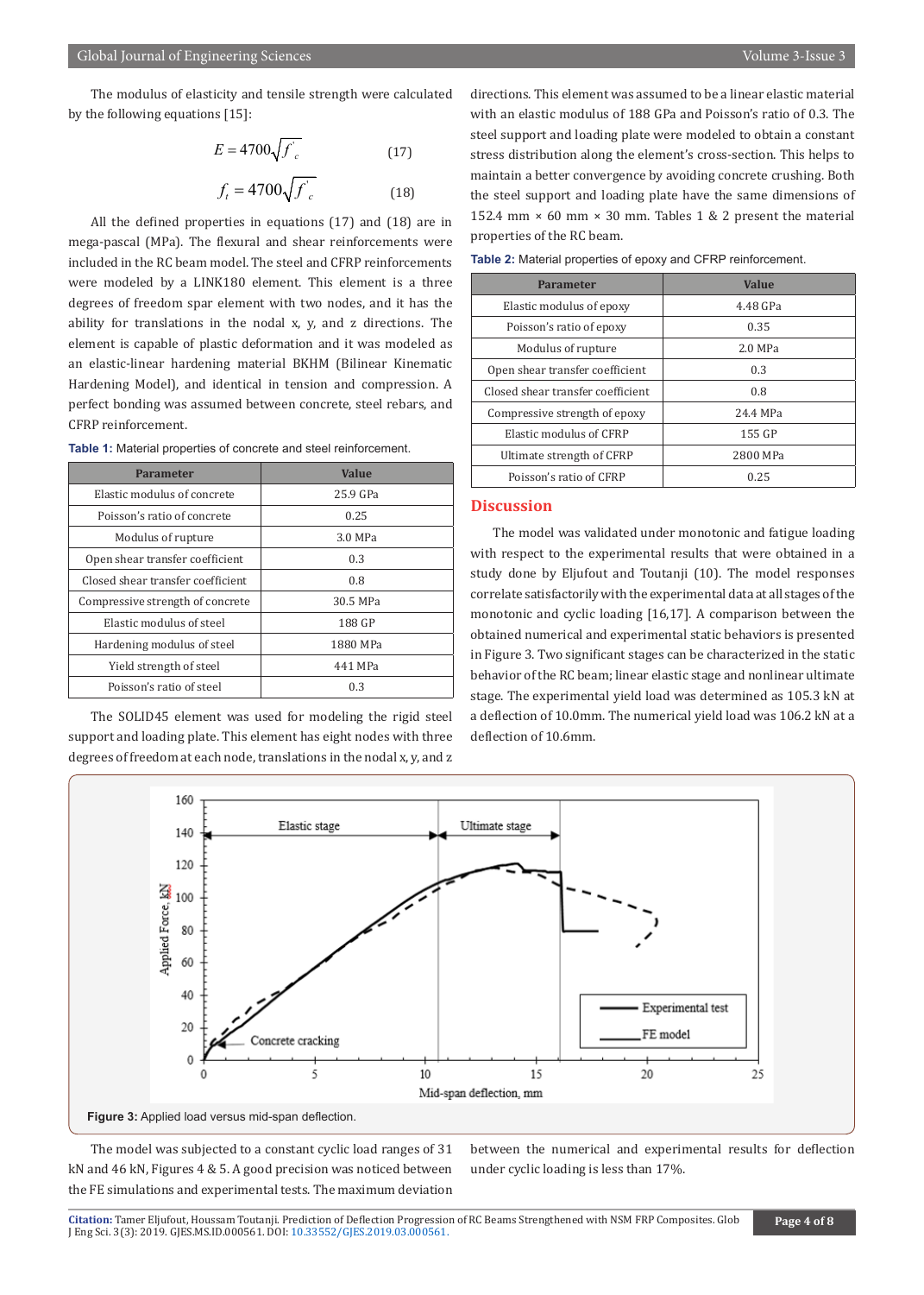The modulus of elasticity and tensile strength were calculated by the following equations [15]:

$$E = 4700\sqrt{f'_c} \quad (17)$$

$$f_t = 4700\sqrt{f'_c} \quad (18)$$

All the defined properties in equations (17) and (18) are in mega-pascal (MPa). The flexural and shear reinforcements were included in the RC beam model. The steel and CFRP reinforcements were modeled by a LINK180 element. This element is a three degrees of freedom spar element with two nodes, and it has the ability for translations in the nodal x, y, and z directions. The element is capable of plastic deformation and it was modeled as an elastic-linear hardening material BKHM (Bilinear Kinematic Hardening Model), and identical in tension and compression. A perfect bonding was assumed between concrete, steel rebars, and CFRP reinforcement.

**Table 1:** Material properties of concrete and steel reinforcement.

| Parameter | Value |
|---|---|
| Elastic modulus of concrete | 25.9 GPa |
| Poisson's ratio of concrete | 0.25 |
| Modulus of rupture | 3.0 MPa |
| Open shear transfer coefficient | 0.3 |
| Closed shear transfer coefficient | 0.8 |
| Compressive strength of concrete | 30.5 MPa |
| Elastic modulus of steel | 188 GP |
| Hardening modulus of steel | 1880 MPa |
| Yield strength of steel | 441 MPa |
| Poisson's ratio of steel | 0.3 |

The SOLID45 element was used for modeling the rigid steel support and loading plate. This element has eight nodes with three degrees of freedom at each node, translations in the nodal x, y, and z directions. This element was assumed to be a linear elastic material with an elastic modulus of 188 GPa and Poisson's ratio of 0.3. The steel support and loading plate were modeled to obtain a constant stress distribution along the element's cross-section. This helps to maintain a better convergence by avoiding concrete crushing. Both the steel support and loading plate have the same dimensions of 152.4 mm × 60 mm × 30 mm. Tables 1 & 2 present the material properties of the RC beam.

**Table 2:** Material properties of epoxy and CFRP reinforcement.

| Parameter | Value |
|---|---|
| Elastic modulus of epoxy | 4.48 GPa |
| Poisson's ratio of epoxy | 0.35 |
| Modulus of rupture | 2.0 MPa |
| Open shear transfer coefficient | 0.3 |
| Closed shear transfer coefficient | 0.8 |
| Compressive strength of epoxy | 24.4 MPa |
| Elastic modulus of CFRP | 155 GP |
| Ultimate strength of CFRP | 2800 MPa |
| Poisson's ratio of CFRP | 0.25 |

## Discussion

The model was validated under monotonic and fatigue loading with respect to the experimental results that were obtained in a study done by Eljufout and Toutanji (10). The model responses correlate satisfactorily with the experimental data at all stages of the monotonic and cyclic loading [16,17]. A comparison between the obtained numerical and experimental static behaviors is presented in Figure 3. Two significant stages can be characterized in the static behavior of the RC beam; linear elastic stage and nonlinear ultimate stage. The experimental yield load was determined as 105.3 kN at a deflection of 10.0mm. The numerical yield load was 106.2 kN at a deflection of 10.6mm.

**Figure 3:** Applied load versus mid-span deflection.

The model was subjected to a constant cyclic load ranges of 31 kN and 46 kN, Figures 4 & 5. A good precision was noticed between the FE simulations and experimental tests. The maximum deviation between the numerical and experimental results for deflection under cyclic loading is less than 17%.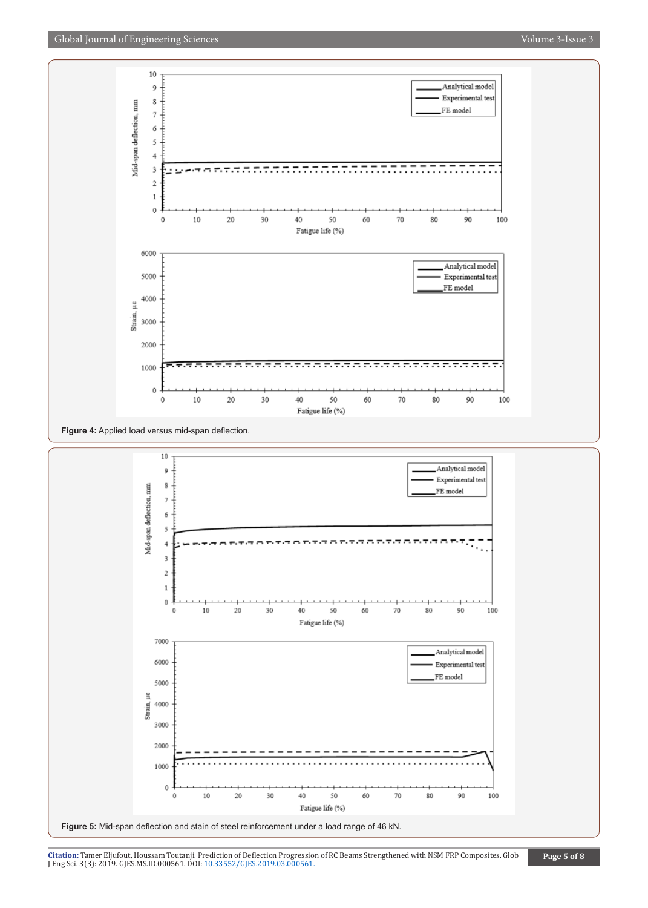**Figure 4:** Applied load versus mid-span deflection.

**Figure 5:** Mid-span deflection and stain of steel reinforcement under a load range of 46 kN.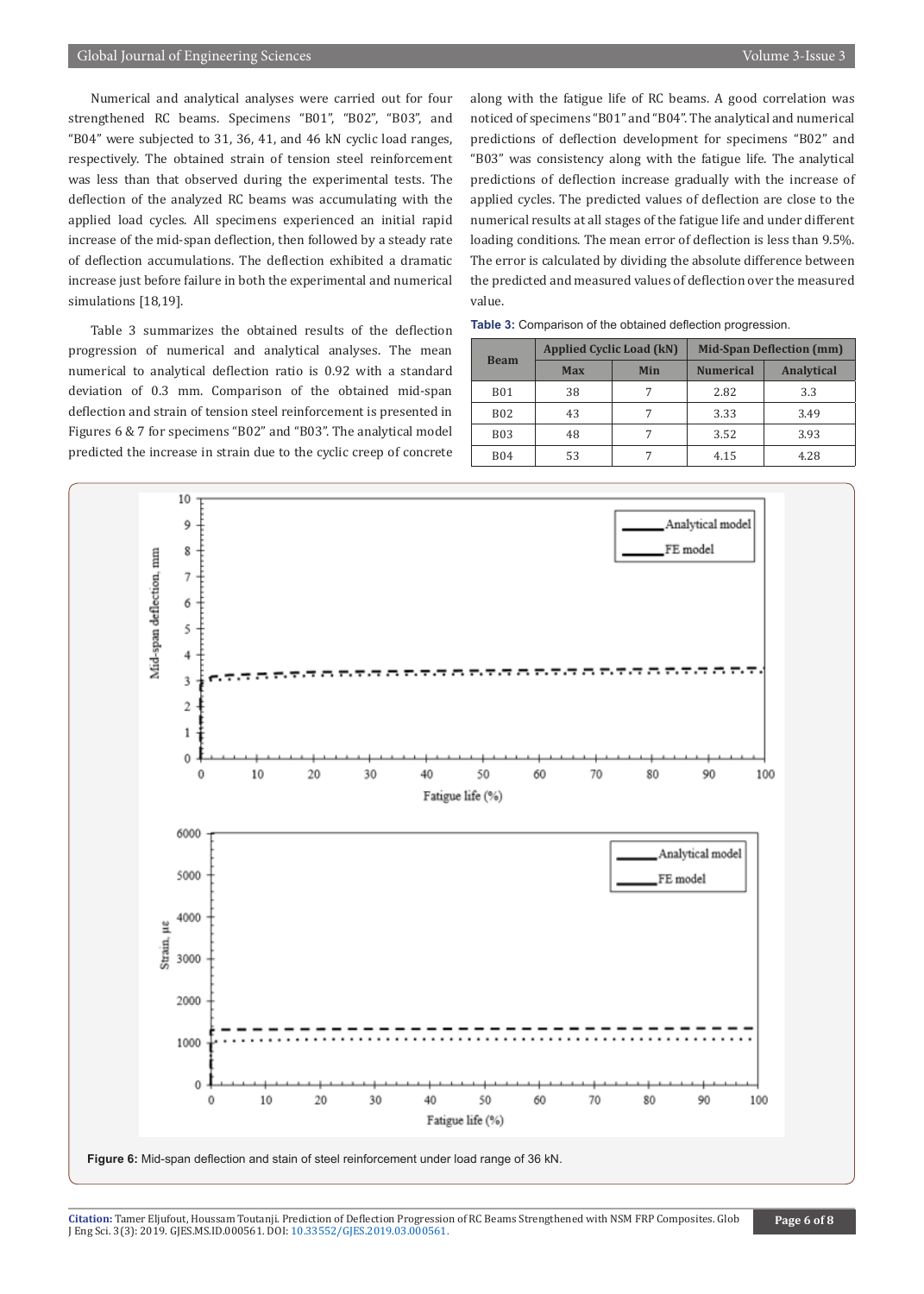Numerical and analytical analyses were carried out for four strengthened RC beams. Specimens “B01”, “B02”, “B03”, and “B04” were subjected to 31, 36, 41, and 46 kN cyclic load ranges, respectively. The obtained strain of tension steel reinforcement was less than that observed during the experimental tests. The deflection of the analyzed RC beams was accumulating with the applied load cycles. All specimens experienced an initial rapid increase of the mid-span deflection, then followed by a steady rate of deflection accumulations. The deflection exhibited a dramatic increase just before failure in both the experimental and numerical simulations [18,19].

Table 3 summarizes the obtained results of the deflection progression of numerical and analytical analyses. The mean numerical to analytical deflection ratio is 0.92 with a standard deviation of 0.3 mm. Comparison of the obtained mid-span deflection and strain of tension steel reinforcement is presented in Figures 6 & 7 for specimens “B02” and “B03”. The analytical model predicted the increase in strain due to the cyclic creep of concrete along with the fatigue life of RC beams. A good correlation was noticed of specimens “B01” and “B04”. The analytical and numerical predictions of deflection development for specimens “B02” and “B03” was consistency along with the fatigue life. The analytical predictions of deflection increase gradually with the increase of applied cycles. The predicted values of deflection are close to the numerical results at all stages of the fatigue life and under different loading conditions. The mean error of deflection is less than 9.5%. The error is calculated by dividing the absolute difference between the predicted and measured values of deflection over the measured value.

**Table 3:** Comparison of the obtained deflection progression.

| Beam | Applied Cyclic Load (kN) | | Mid-Span Deflection (mm) | |
|---|---|---|---|---|
| | Max | Min | Numerical | Analytical |
| B01 | 38 | 7 | 2.82 | 3.3 |
| B02 | 43 | 7 | 3.33 | 3.49 |
| B03 | 48 | 7 | 3.52 | 3.93 |
| B04 | 53 | 7 | 4.15 | 4.28 |

**Figure 6:** Mid-span deflection and stain of steel reinforcement under load range of 36 kN.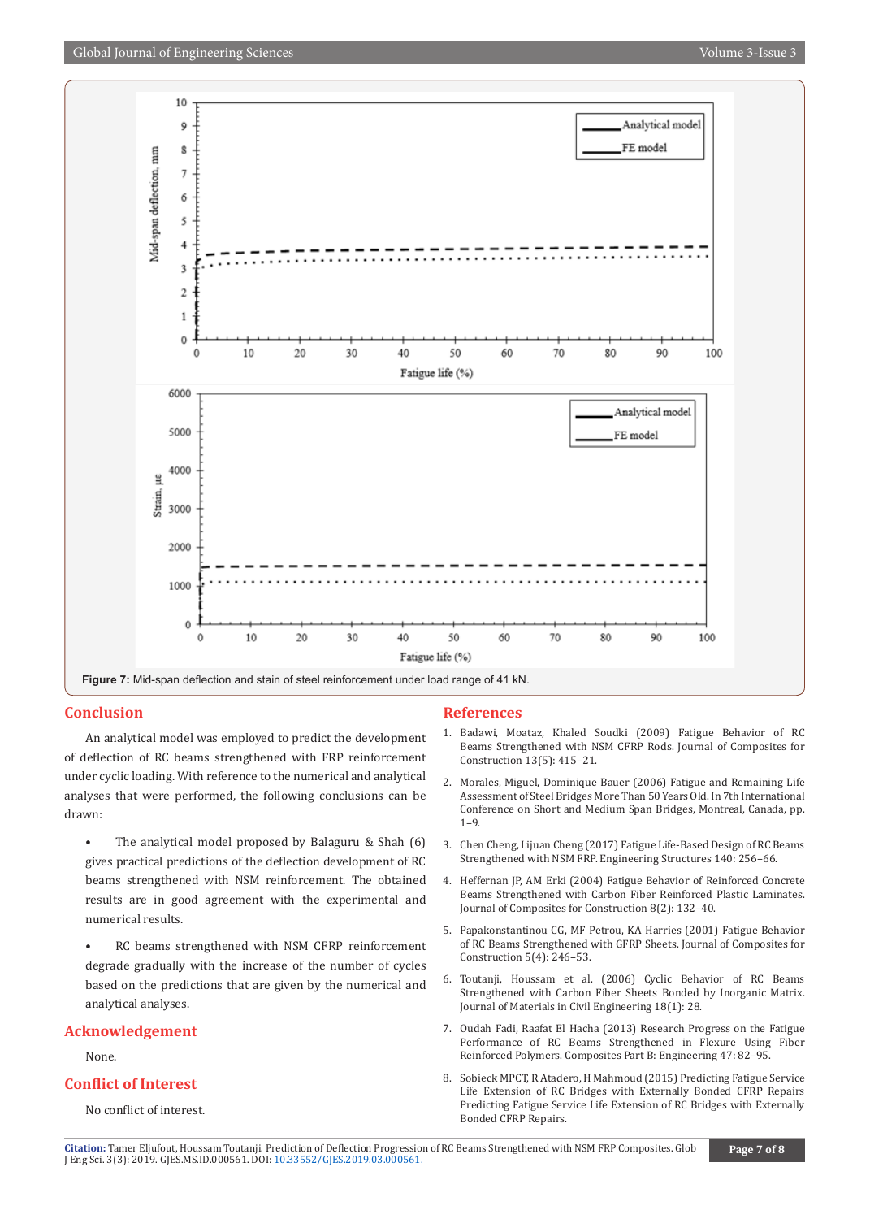Figure 7: Mid-span deflection and stain of steel reinforcement under load range of 41 kN.

## Conclusion

An analytical model was employed to predict the development of deflection of RC beams strengthened with FRP reinforcement under cyclic loading. With reference to the numerical and analytical analyses that were performed, the following conclusions can be drawn:

- The analytical model proposed by Balaguru & Shah (6) gives practical predictions of the deflection development of RC beams strengthened with NSM reinforcement. The obtained results are in good agreement with the experimental and numerical results.
- RC beams strengthened with NSM CFRP reinforcement degrade gradually with the increase of the number of cycles based on the predictions that are given by the numerical and analytical analyses.

## Acknowledgement

None.

## Conflict of Interest

No conflict of interest.

## References

1. Badawi, Moataz, Khaled Soudki (2009) Fatigue Behavior of RC Beams Strengthened with NSM CFRP Rods. Journal of Composites for Construction 13(5): 415–21.
2. Morales, Miguel, Dominique Bauer (2006) Fatigue and Remaining Life Assessment of Steel Bridges More Than 50 Years Old. In 7th International Conference on Short and Medium Span Bridges, Montreal, Canada, pp. 1–9.
3. Chen Cheng, Lijuan Cheng (2017) Fatigue Life-Based Design of RC Beams Strengthened with NSM FRP. Engineering Structures 140: 256–66.
4. Heffernan JP, AM Erki (2004) Fatigue Behavior of Reinforced Concrete Beams Strengthened with Carbon Fiber Reinforced Plastic Laminates. Journal of Composites for Construction 8(2): 132–40.
5. Papakonstantinou CG, MF Petrou, KA Harries (2001) Fatigue Behavior of RC Beams Strengthened with GFRP Sheets. Journal of Composites for Construction 5(4): 246–53.
6. Toutanji, Houssam et al. (2006) Cyclic Behavior of RC Beams Strengthened with Carbon Fiber Sheets Bonded by Inorganic Matrix. Journal of Materials in Civil Engineering 18(1): 28.
7. Oudah Fadi, Raafat El Hacha (2013) Research Progress on the Fatigue Performance of RC Beams Strengthened in Flexure Using Fiber Reinforced Polymers. Composites Part B: Engineering 47: 82–95.
8. Sobieck MPCT, R Atadero, H Mahmoud (2015) Predicting Fatigue Service Life Extension of RC Bridges with Externally Bonded CFRP Repairs Predicting Fatigue Service Life Extension of RC Bridges with Externally Bonded CFRP Repairs.

**Citation:** Tamer Eljufout, Houssam Toutanji. Prediction of Deflection Progression of RC Beams Strengthened with NSM FRP Composites. Glob J Eng Sci. 3(3): 2019. GJES.MS.ID.000561. DOI: 10.33552/GJES.2019.03.000561.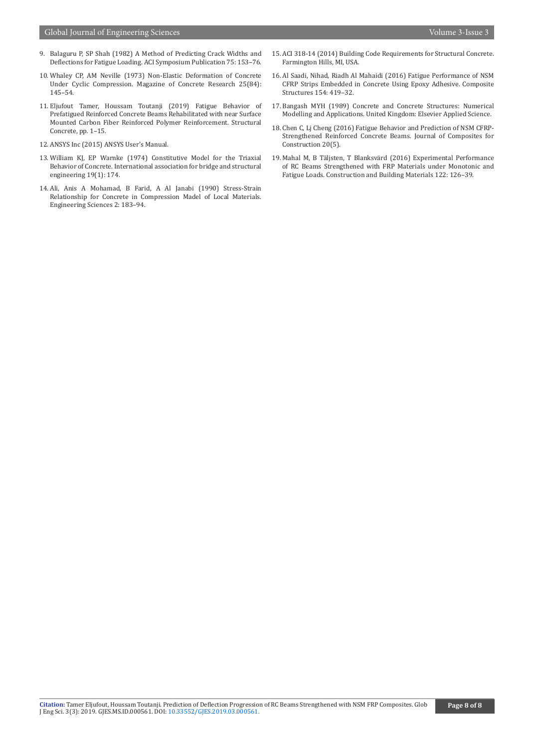9. Balaguru P, SP Shah (1982) A Method of Predicting Crack Widths and Deflections for Fatigue Loading. ACI Symposium Publication 75: 153–76.
10. Whaley CP, AM Neville (1973) Non-Elastic Deformation of Concrete Under Cyclic Compression. Magazine of Concrete Research 25(84): 145–54.
11. Eljufout Tamer, Houssam Toutanji (2019) Fatigue Behavior of Prefatigued Reinforced Concrete Beams Rehabilitated with near Surface Mounted Carbon Fiber Reinforced Polymer Reinforcement. Structural Concrete, pp. 1–15.
12. ANSYS Inc (2015) ANSYS User's Manual.
13. William KJ, EP Warnke (1974) Constitutive Model for the Triaxial Behavior of Concrete. International association for bridge and structural engineering 19(1): 174.
14. Ali, Anis A Mohamad, B Farid, A Al Janabi (1990) Stress-Strain Relationship for Concrete in Compression Madel of Local Materials. Engineering Sciences 2: 183–94.
15. ACI 318-14 (2014) Building Code Requirements for Structural Concrete. Farmington Hills, MI, USA.
16. Al Saadi, Nihad, Riadh Al Mahaidi (2016) Fatigue Performance of NSM CFRP Strips Embedded in Concrete Using Epoxy Adhesive. Composite Structures 154: 419–32.
17. Bangash MYH (1989) Concrete and Concrete Structures: Numerical Modelling and Applications. United Kingdom: Elsevier Applied Science.
18. Chen C, Lj Cheng (2016) Fatigue Behavior and Prediction of NSM CFRP-Strengthened Reinforced Concrete Beams. Journal of Composites for Construction 20(5).
19. Mahal M, B Täljsten, T Blanksvärd (2016) Experimental Performance of RC Beams Strengthened with FRP Materials under Monotonic and Fatigue Loads. Construction and Building Materials 122: 126–39.